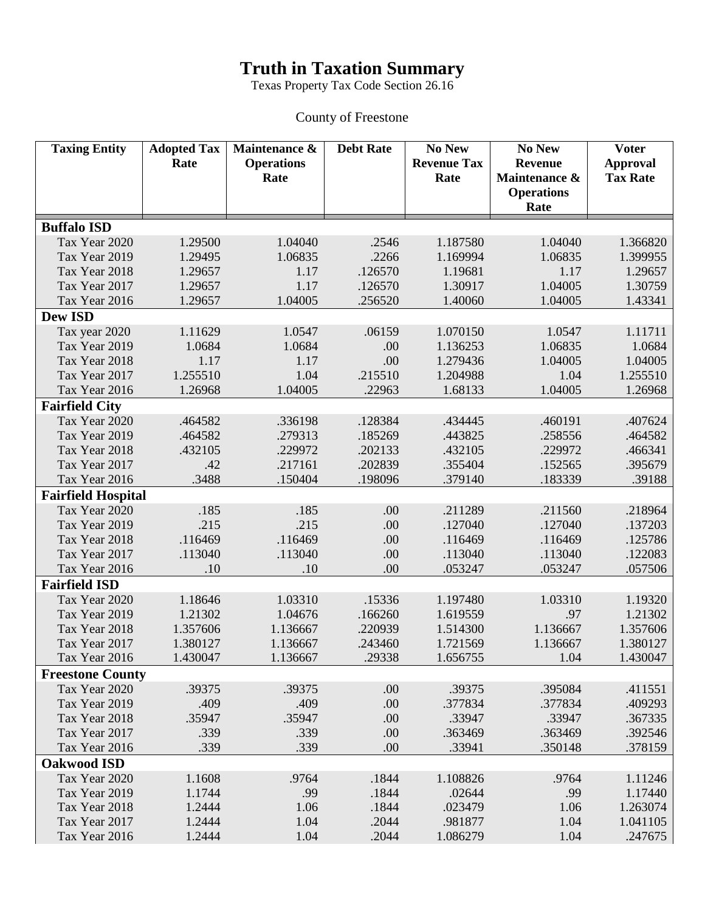# Truth in Taxation Summary

Texas Property Tax Code Section 26.16

County of Freestone

| Taxing Entity | Adopted Tax Rate | Maintenance & Operations Rate | Debt Rate | No New Revenue Tax Rate | No New Revenue Maintenance & Operations Rate | Voter Approval Tax Rate |
|---|---|---|---|---|---|---|
| **Buffalo ISD** | | | | | | |
| Tax Year 2020 | 1.29500 | 1.04040 | .2546 | 1.187580 | 1.04040 | 1.366820 |
| Tax Year 2019 | 1.29495 | 1.06835 | .2266 | 1.169994 | 1.06835 | 1.399955 |
| Tax Year 2018 | 1.29657 | 1.17 | .126570 | 1.19681 | 1.17 | 1.29657 |
| Tax Year 2017 | 1.29657 | 1.17 | .126570 | 1.30917 | 1.04005 | 1.30759 |
| Tax Year 2016 | 1.29657 | 1.04005 | .256520 | 1.40060 | 1.04005 | 1.43341 |
| **Dew ISD** | | | | | | |
| Tax year 2020 | 1.11629 | 1.0547 | .06159 | 1.070150 | 1.0547 | 1.11711 |
| Tax Year 2019 | 1.0684 | 1.0684 | .00 | 1.136253 | 1.06835 | 1.0684 |
| Tax Year 2018 | 1.17 | 1.17 | .00 | 1.279436 | 1.04005 | 1.04005 |
| Tax Year 2017 | 1.255510 | 1.04 | .215510 | 1.204988 | 1.04 | 1.255510 |
| Tax Year 2016 | 1.26968 | 1.04005 | .22963 | 1.68133 | 1.04005 | 1.26968 |
| **Fairfield City** | | | | | | |
| Tax Year 2020 | .464582 | .336198 | .128384 | .434445 | .460191 | .407624 |
| Tax Year 2019 | .464582 | .279313 | .185269 | .443825 | .258556 | .464582 |
| Tax Year 2018 | .432105 | .229972 | .202133 | .432105 | .229972 | .466341 |
| Tax Year 2017 | .42 | .217161 | .202839 | .355404 | .152565 | .395679 |
| Tax Year 2016 | .3488 | .150404 | .198096 | .379140 | .183339 | .39188 |
| **Fairfield Hospital** | | | | | | |
| Tax Year 2020 | .185 | .185 | .00 | .211289 | .211560 | .218964 |
| Tax Year 2019 | .215 | .215 | .00 | .127040 | .127040 | .137203 |
| Tax Year 2018 | .116469 | .116469 | .00 | .116469 | .116469 | .125786 |
| Tax Year 2017 | .113040 | .113040 | .00 | .113040 | .113040 | .122083 |
| Tax Year 2016 | .10 | .10 | .00 | .053247 | .053247 | .057506 |
| **Fairfield ISD** | | | | | | |
| Tax Year 2020 | 1.18646 | 1.03310 | .15336 | 1.197480 | 1.03310 | 1.19320 |
| Tax Year 2019 | 1.21302 | 1.04676 | .166260 | 1.619559 | .97 | 1.21302 |
| Tax Year 2018 | 1.357606 | 1.136667 | .220939 | 1.514300 | 1.136667 | 1.357606 |
| Tax Year 2017 | 1.380127 | 1.136667 | .243460 | 1.721569 | 1.136667 | 1.380127 |
| Tax Year 2016 | 1.430047 | 1.136667 | .29338 | 1.656755 | 1.04 | 1.430047 |
| **Freestone County** | | | | | | |
| Tax Year 2020 | .39375 | .39375 | .00 | .39375 | .395084 | .411551 |
| Tax Year 2019 | .409 | .409 | .00 | .377834 | .377834 | .409293 |
| Tax Year 2018 | .35947 | .35947 | .00 | .33947 | .33947 | .367335 |
| Tax Year 2017 | .339 | .339 | .00 | .363469 | .363469 | .392546 |
| Tax Year 2016 | .339 | .339 | .00 | .33941 | .350148 | .378159 |
| **Oakwood ISD** | | | | | | |
| Tax Year 2020 | 1.1608 | .9764 | .1844 | 1.108826 | .9764 | 1.11246 |
| Tax Year 2019 | 1.1744 | .99 | .1844 | .02644 | .99 | 1.17440 |
| Tax Year 2018 | 1.2444 | 1.06 | .1844 | .023479 | 1.06 | 1.263074 |
| Tax Year 2017 | 1.2444 | 1.04 | .2044 | .981877 | 1.04 | 1.041105 |
| Tax Year 2016 | 1.2444 | 1.04 | .2044 | 1.086279 | 1.04 | .247675 |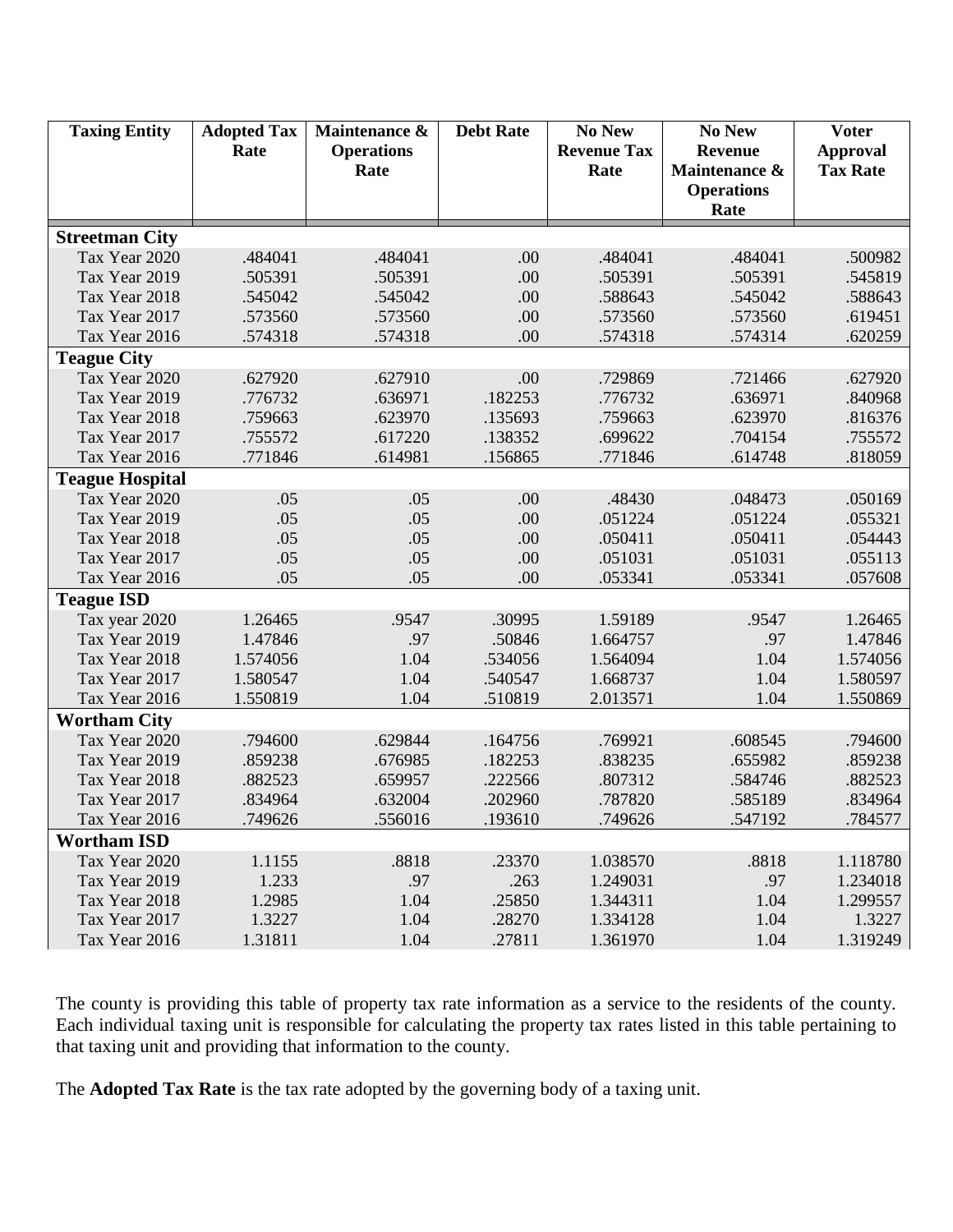| Taxing Entity | Adopted Tax Rate | Maintenance & Operations Rate | Debt Rate | No New Revenue Tax Rate | No New Revenue Maintenance & Operations Rate | Voter Approval Tax Rate |
|---|---|---|---|---|---|---|
| **Streetman City** | | | | | | |
| Tax Year 2020 | .484041 | .484041 | .00 | .484041 | .484041 | .500982 |
| Tax Year 2019 | .505391 | .505391 | .00 | .505391 | .505391 | .545819 |
| Tax Year 2018 | .545042 | .545042 | .00 | .588643 | .545042 | .588643 |
| Tax Year 2017 | .573560 | .573560 | .00 | .573560 | .573560 | .619451 |
| Tax Year 2016 | .574318 | .574318 | .00 | .574318 | .574314 | .620259 |
| **Teague City** | | | | | | |
| Tax Year 2020 | .627920 | .627910 | .00 | .729869 | .721466 | .627920 |
| Tax Year 2019 | .776732 | .636971 | .182253 | .776732 | .636971 | .840968 |
| Tax Year 2018 | .759663 | .623970 | .135693 | .759663 | .623970 | .816376 |
| Tax Year 2017 | .755572 | .617220 | .138352 | .699622 | .704154 | .755572 |
| Tax Year 2016 | .771846 | .614981 | .156865 | .771846 | .614748 | .818059 |
| **Teague Hospital** | | | | | | |
| Tax Year 2020 | .05 | .05 | .00 | .48430 | .048473 | .050169 |
| Tax Year 2019 | .05 | .05 | .00 | .051224 | .051224 | .055321 |
| Tax Year 2018 | .05 | .05 | .00 | .050411 | .050411 | .054443 |
| Tax Year 2017 | .05 | .05 | .00 | .051031 | .051031 | .055113 |
| Tax Year 2016 | .05 | .05 | .00 | .053341 | .053341 | .057608 |
| **Teague ISD** | | | | | | |
| Tax year 2020 | 1.26465 | .9547 | .30995 | 1.59189 | .9547 | 1.26465 |
| Tax Year 2019 | 1.47846 | .97 | .50846 | 1.664757 | .97 | 1.47846 |
| Tax Year 2018 | 1.574056 | 1.04 | .534056 | 1.564094 | 1.04 | 1.574056 |
| Tax Year 2017 | 1.580547 | 1.04 | .540547 | 1.668737 | 1.04 | 1.580597 |
| Tax Year 2016 | 1.550819 | 1.04 | .510819 | 2.013571 | 1.04 | 1.550869 |
| **Wortham City** | | | | | | |
| Tax Year 2020 | .794600 | .629844 | .164756 | .769921 | .608545 | .794600 |
| Tax Year 2019 | .859238 | .676985 | .182253 | .838235 | .655982 | .859238 |
| Tax Year 2018 | .882523 | .659957 | .222566 | .807312 | .584746 | .882523 |
| Tax Year 2017 | .834964 | .632004 | .202960 | .787820 | .585189 | .834964 |
| Tax Year 2016 | .749626 | .556016 | .193610 | .749626 | .547192 | .784577 |
| **Wortham ISD** | | | | | | |
| Tax Year 2020 | 1.1155 | .8818 | .23370 | 1.038570 | .8818 | 1.118780 |
| Tax Year 2019 | 1.233 | .97 | .263 | 1.249031 | .97 | 1.234018 |
| Tax Year 2018 | 1.2985 | 1.04 | .25850 | 1.344311 | 1.04 | 1.299557 |
| Tax Year 2017 | 1.3227 | 1.04 | .28270 | 1.334128 | 1.04 | 1.3227 |
| Tax Year 2016 | 1.31811 | 1.04 | .27811 | 1.361970 | 1.04 | 1.319249 |

The county is providing this table of property tax rate information as a service to the residents of the county. Each individual taxing unit is responsible for calculating the property tax rates listed in this table pertaining to that taxing unit and providing that information to the county.

The **Adopted Tax Rate** is the tax rate adopted by the governing body of a taxing unit.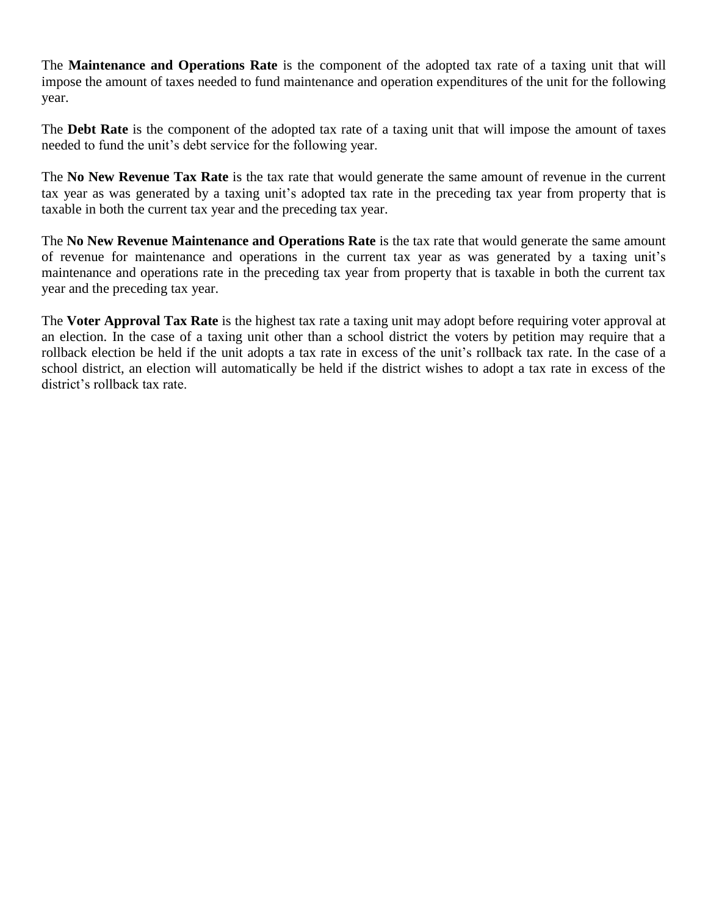The **Maintenance and Operations Rate** is the component of the adopted tax rate of a taxing unit that will impose the amount of taxes needed to fund maintenance and operation expenditures of the unit for the following year.

The **Debt Rate** is the component of the adopted tax rate of a taxing unit that will impose the amount of taxes needed to fund the unit's debt service for the following year.

The **No New Revenue Tax Rate** is the tax rate that would generate the same amount of revenue in the current tax year as was generated by a taxing unit's adopted tax rate in the preceding tax year from property that is taxable in both the current tax year and the preceding tax year.

The **No New Revenue Maintenance and Operations Rate** is the tax rate that would generate the same amount of revenue for maintenance and operations in the current tax year as was generated by a taxing unit's maintenance and operations rate in the preceding tax year from property that is taxable in both the current tax year and the preceding tax year.

The **Voter Approval Tax Rate** is the highest tax rate a taxing unit may adopt before requiring voter approval at an election. In the case of a taxing unit other than a school district the voters by petition may require that a rollback election be held if the unit adopts a tax rate in excess of the unit's rollback tax rate. In the case of a school district, an election will automatically be held if the district wishes to adopt a tax rate in excess of the district's rollback tax rate.